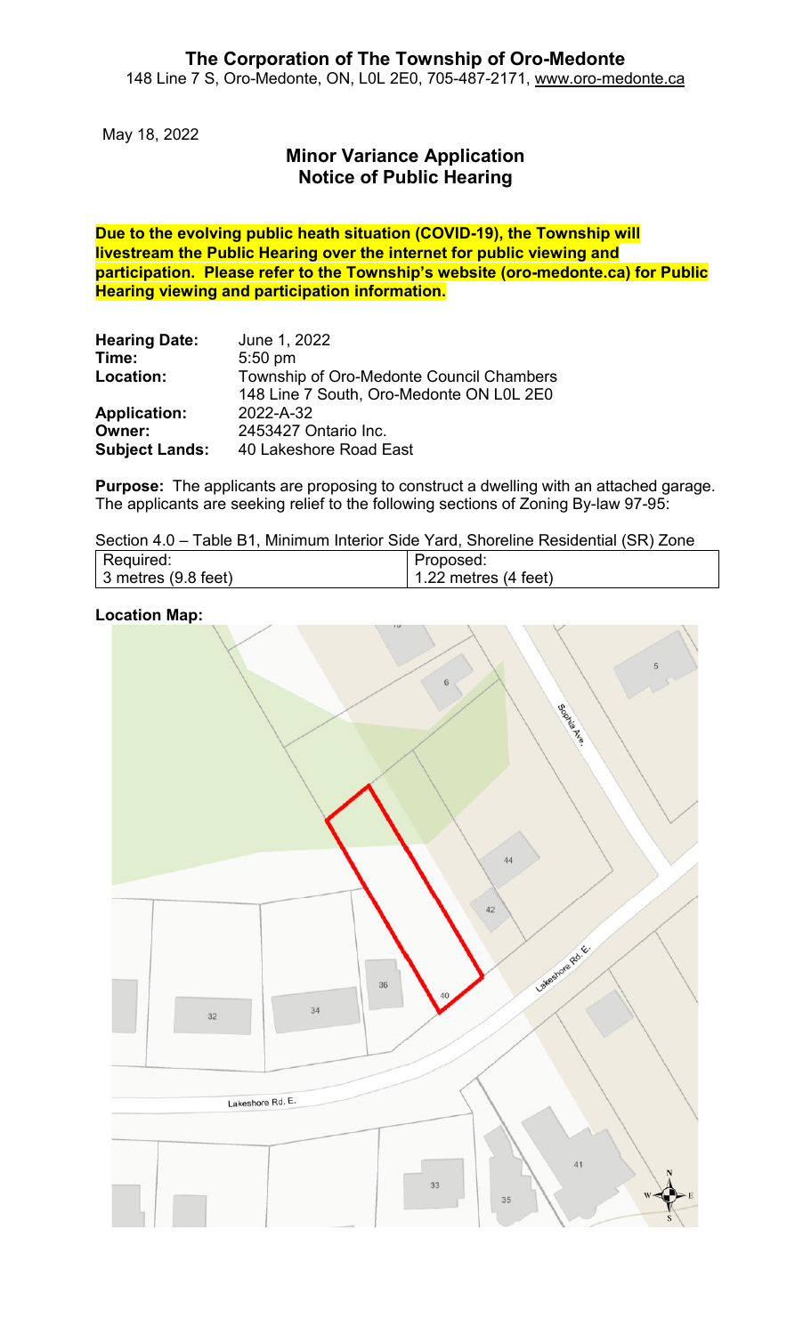# The Corporation of The Township of Oro-Medonte

148 Line 7 S, Oro-Medonte, ON, L0L 2E0, 705-487-2171, www.oro-medonte.ca

May 18, 2022

## Minor Variance Application
## Notice of Public Hearing

**Due to the evolving public heath situation (COVID-19), the Township will livestream the Public Hearing over the internet for public viewing and participation. Please refer to the Township's website (oro-medonte.ca) for Public Hearing viewing and participation information.**

**Hearing Date:** June 1, 2022
**Time:** 5:50 pm
**Location:** Township of Oro-Medonte Council Chambers
148 Line 7 South, Oro-Medonte ON L0L 2E0
**Application:** 2022-A-32
**Owner:** 2453427 Ontario Inc.
**Subject Lands:** 40 Lakeshore Road East

**Purpose:** The applicants are proposing to construct a dwelling with an attached garage. The applicants are seeking relief to the following sections of Zoning By-law 97-95:

Section 4.0 – Table B1, Minimum Interior Side Yard, Shoreline Residential (SR) Zone

| Required: | Proposed: |
| --- | --- |
| 3 metres (9.8 feet) | 1.22 metres (4 feet) |

**Location Map:**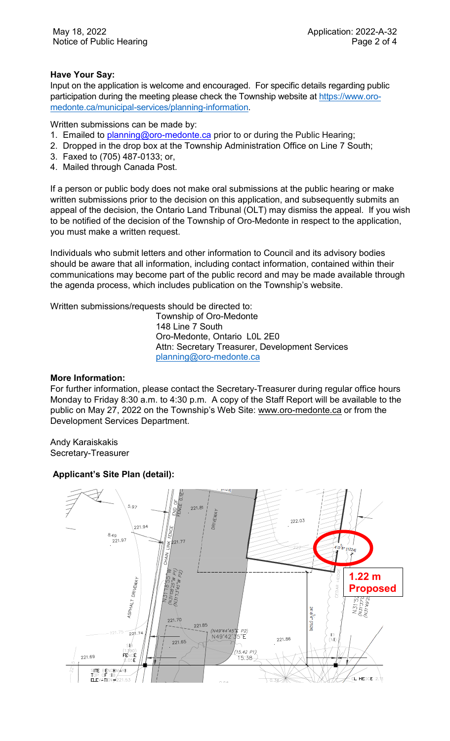## Have Your Say:

Input on the application is welcome and encouraged. For specific details regarding public participation during the meeting please check the Township website at https://www.oro-medonte.ca/municipal-services/planning-information.

Written submissions can be made by:

1. Emailed to planning@oro-medonte.ca prior to or during the Public Hearing;
2. Dropped in the drop box at the Township Administration Office on Line 7 South;
3. Faxed to (705) 487-0133; or,
4. Mailed through Canada Post.

If a person or public body does not make oral submissions at the public hearing or make written submissions prior to the decision on this application, and subsequently submits an appeal of the decision, the Ontario Land Tribunal (OLT) may dismiss the appeal. If you wish to be notified of the decision of the Township of Oro-Medonte in respect to the application, you must make a written request.

Individuals who submit letters and other information to Council and its advisory bodies should be aware that all information, including contact information, contained within their communications may become part of the public record and may be made available through the agenda process, which includes publication on the Township's website.

Written submissions/requests should be directed to:

Township of Oro-Medonte
148 Line 7 South
Oro-Medonte, Ontario L0L 2E0
Attn: Secretary Treasurer, Development Services
planning@oro-medonte.ca

## More Information:

For further information, please contact the Secretary-Treasurer during regular office hours Monday to Friday 8:30 a.m. to 4:30 p.m. A copy of the Staff Report will be available to the public on May 27, 2022 on the Township's Web Site: www.oro-medonte.ca or from the Development Services Department.

Andy Karaiskakis
Secretary-Treasurer

## Applicant's Site Plan (detail):

**1.22 m Proposed**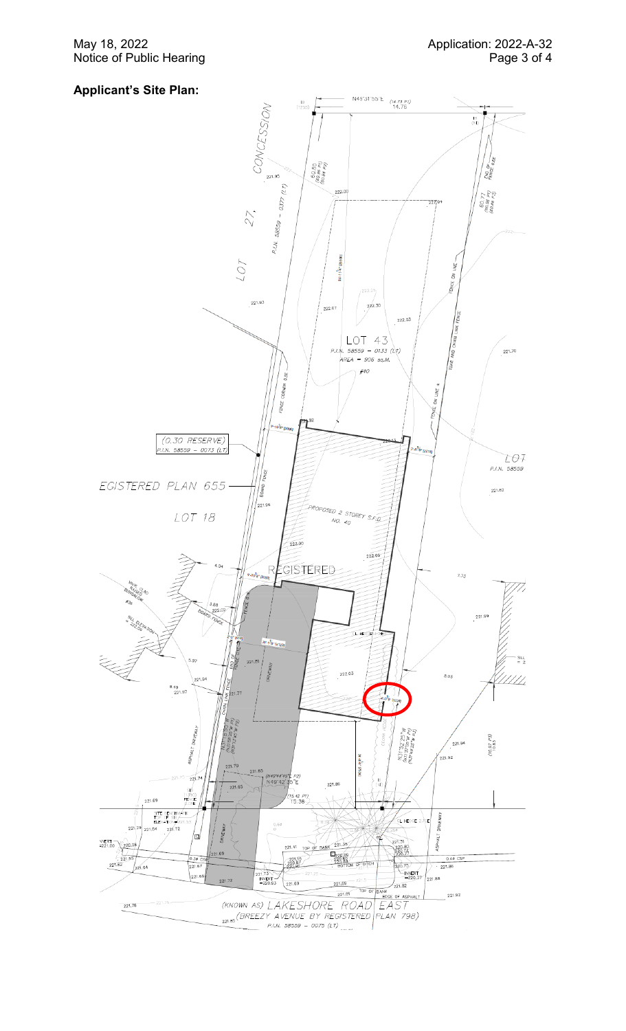**Applicant's Site Plan:**

N49°31'55"E (14.73 P1) 14.76

CONCESSION

LOT 27,

P.I.N. 58559 – 0377 (LT)

LOT 43
P.I.N. 58559 – 0133 (LT)
AREA = 906 sq.M.
#40

(0.30 RESERVE)
P.I.N. 58559 – 0073 (LT)

REGISTERED PLAN 655

LOT 18

PROPOSED 2 STOREY S.F.D.
NO. 40

REGISTERED

DRIVEWAY

ASPHALT DRIVEWAY

BOARD FENCE

CHAIN LINK FENCE

FENCE ON LINE

BOARD AND CHAIN LINK FENCE

N49°42'35"E

(15.42 P1) 15.38

TOP OF BANK

BOTTOM OF DITCH

EDGE OF ASPHALT

(KNOWN AS) LAKESHORE ROAD EAST
(BREEZY AVENUE BY REGISTERED PLAN 798)
P.I.N. 58559 – 0075 (LT)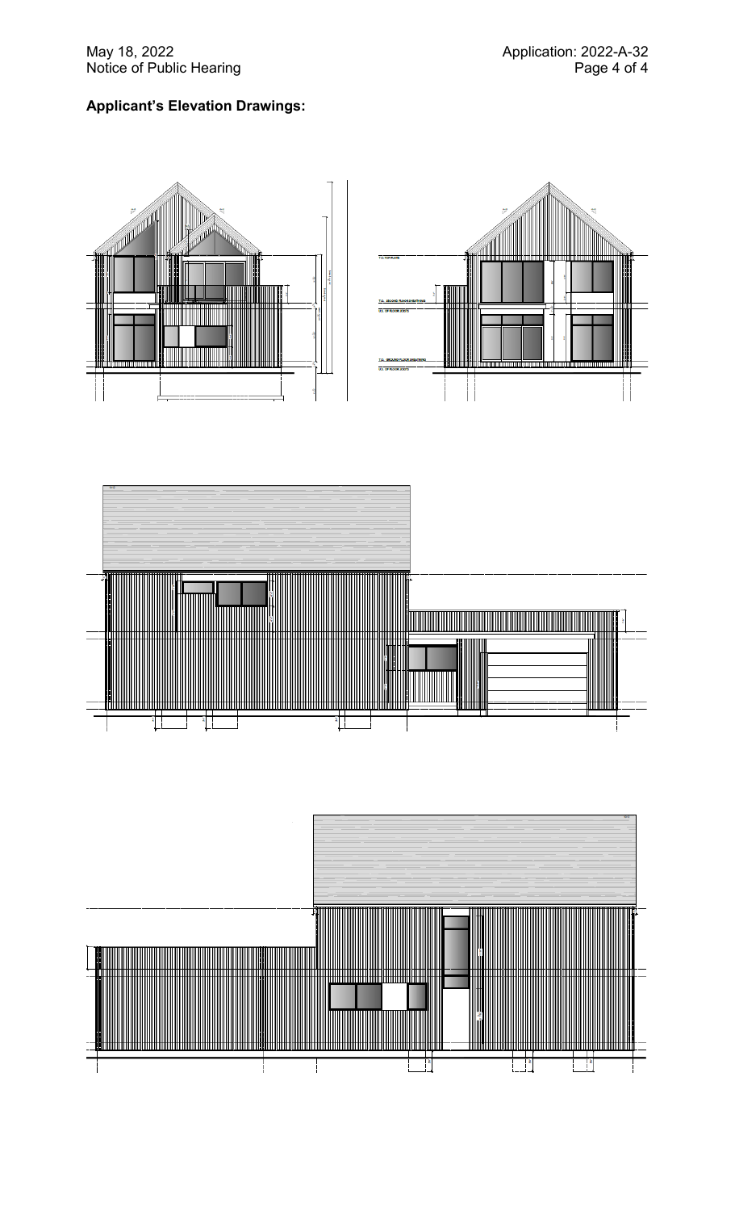## Applicant's Elevation Drawings:

T.O. TOP PLATE

T.O. SECOND FLOOR SHEATHING

U.S. OF FLOOR JOISTS

T.O. GROUND FLOOR SHEATHING

U.S. OF FLOOR JOISTS